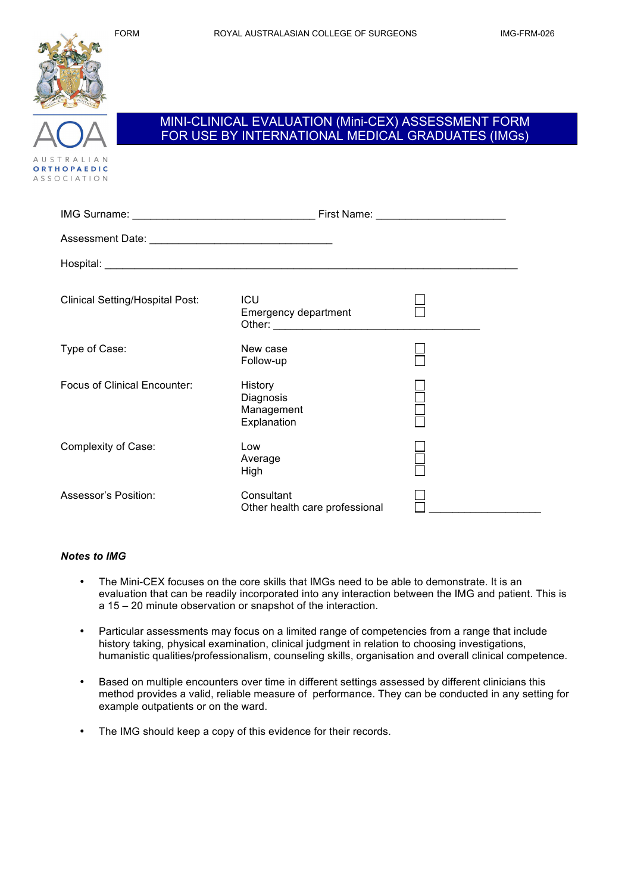FORM ROYAL AUSTRALASIAN COLLEGE OF SURGEONS IMG-FRM-026

AUSTRALIAN ORTHOPAEDIC ASSOCIATION

# MINI-CLINICAL EVALUATION (Mini-CEX) ASSESSMENT FORM FOR USE BY INTERNATIONAL MEDICAL GRADUATES (IMGs)

IMG Surname: ______________________________ First Name: _____________________

Assessment Date: ______________________________

Hospital: ___________________________________________________________________

| | | |
|---|---|---|
| Clinical Setting/Hospital Post: | ICU | ☐ |
| | Emergency department | ☐ |
| | Other: __________________________________ | |
| Type of Case: | New case | ☐ |
| | Follow-up | ☐ |
| Focus of Clinical Encounter: | History | ☐ |
| | Diagnosis | ☐ |
| | Management | ☐ |
| | Explanation | ☐ |
| Complexity of Case: | Low | ☐ |
| | Average | ☐ |
| | High | ☐ |
| Assessor's Position: | Consultant | ☐ |
| | Other health care professional | ☐ __________________ |

***Notes to IMG***

- The Mini-CEX focuses on the core skills that IMGs need to be able to demonstrate. It is an evaluation that can be readily incorporated into any interaction between the IMG and patient. This is a 15 – 20 minute observation or snapshot of the interaction.
- Particular assessments may focus on a limited range of competencies from a range that include history taking, physical examination, clinical judgment in relation to choosing investigations, humanistic qualities/professionalism, counseling skills, organisation and overall clinical competence.
- Based on multiple encounters over time in different settings assessed by different clinicians this method provides a valid, reliable measure of performance. They can be conducted in any setting for example outpatients or on the ward.
- The IMG should keep a copy of this evidence for their records.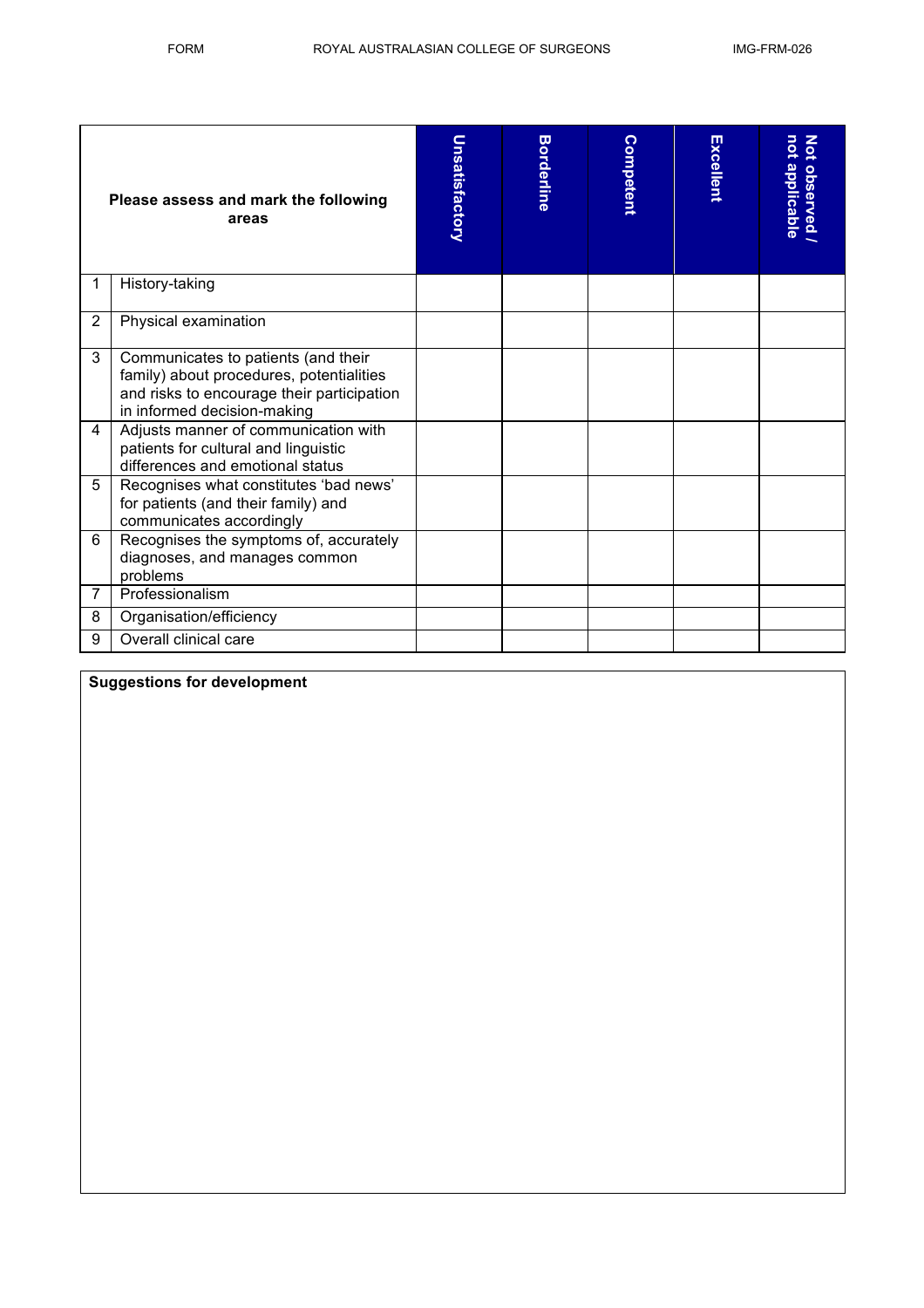| | Please assess and mark the following areas | Unsatisfactory | Borderline | Competent | Excellent | Not observed / not applicable |
|---|---|---|---|---|---|---|
| 1 | History-taking | | | | | |
| 2 | Physical examination | | | | | |
| 3 | Communicates to patients (and their family) about procedures, potentialities and risks to encourage their participation in informed decision-making | | | | | |
| 4 | Adjusts manner of communication with patients for cultural and linguistic differences and emotional status | | | | | |
| 5 | Recognises what constitutes 'bad news' for patients (and their family) and communicates accordingly | | | | | |
| 6 | Recognises the symptoms of, accurately diagnoses, and manages common problems | | | | | |
| 7 | Professionalism | | | | | |
| 8 | Organisation/efficiency | | | | | |
| 9 | Overall clinical care | | | | | |

**Suggestions for development**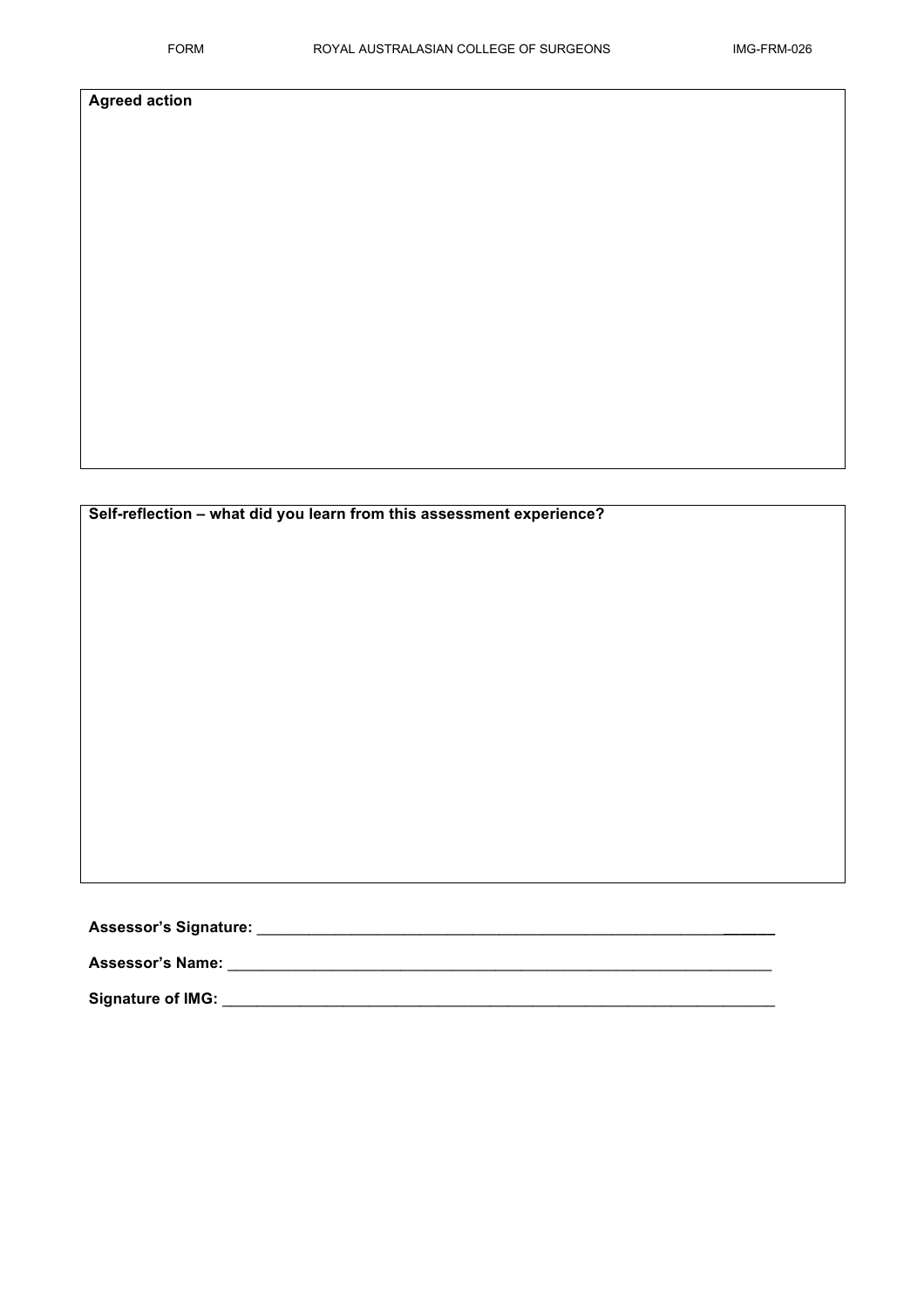**Agreed action**

**Self-reflection – what did you learn from this assessment experience?**

**Assessor's Signature:** ______________________________________________________________

**Assessor's Name:** ______________________________________________________________

**Signature of IMG:** ______________________________________________________________